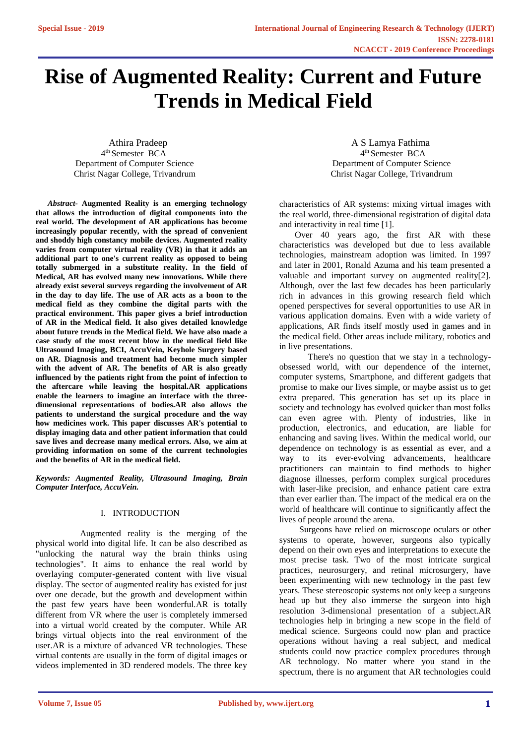# Rise of Augmented Reality: Current and Future Trends in Medical Field

Athira Pradeep
4th Semester BCA
Department of Computer Science
Christ Nagar College, Trivandrum

A S Lamya Fathima
4th Semester BCA
Department of Computer Science
Christ Nagar College, Trivandrum

***Abstract-*** **Augmented Reality is an emerging technology that allows the introduction of digital components into the real world. The development of AR applications has become increasingly popular recently, with the spread of convenient and shoddy high constancy mobile devices. Augmented reality varies from computer virtual reality (VR) in that it adds an additional part to one's current reality as opposed to being totally submerged in a substitute reality. In the field of Medical, AR has evolved many new innovations. While there already exist several surveys regarding the involvement of AR in the day to day life. The use of AR acts as a boon to the medical field as they combine the digital parts with the practical environment. This paper gives a brief introduction of AR in the Medical field. It also gives detailed knowledge about future trends in the Medical field. We have also made a case study of the most recent blow in the medical field like Ultrasound Imaging, BCI, AccuVein, Keyhole Surgery based on AR. Diagnosis and treatment had become much simpler with the advent of AR. The benefits of AR is also greatly influenced by the patients right from the point of infection to the aftercare while leaving the hospital.AR applications enable the learners to imagine an interface with the three-dimensional representations of bodies.AR also allows the patients to understand the surgical procedure and the way how medicines work. This paper discusses AR's potential to display imaging data and other patient information that could save lives and decrease many medical errors. Also, we aim at providing information on some of the current technologies and the benefits of AR in the medical field.**

***Keywords: Augmented Reality, Ultrasound Imaging, Brain Computer Interface, AccuVein.***

## I. INTRODUCTION

Augmented reality is the merging of the physical world into digital life. It can be also described as "unlocking the natural way the brain thinks using technologies". It aims to enhance the real world by overlaying computer-generated content with live visual display. The sector of augmented reality has existed for just over one decade, but the growth and development within the past few years have been wonderful.AR is totally different from VR where the user is completely immersed into a virtual world created by the computer. While AR brings virtual objects into the real environment of the user.AR is a mixture of advanced VR technologies. These virtual contents are usually in the form of digital images or videos implemented in 3D rendered models. The three key characteristics of AR systems: mixing virtual images with the real world, three-dimensional registration of digital data and interactivity in real time [1].

Over 40 years ago, the first AR with these characteristics was developed but due to less available technologies, mainstream adoption was limited. In 1997 and later in 2001, Ronald Azuma and his team presented a valuable and important survey on augmented reality[2]. Although, over the last few decades has been particularly rich in advances in this growing research field which opened perspectives for several opportunities to use AR in various application domains. Even with a wide variety of applications, AR finds itself mostly used in games and in the medical field. Other areas include military, robotics and in live presentations.

There's no question that we stay in a technology-obsessed world, with our dependence of the internet, computer systems, Smartphone, and different gadgets that promise to make our lives simple, or maybe assist us to get extra prepared. This generation has set up its place in society and technology has evolved quicker than most folks can even agree with. Plenty of industries, like in production, electronics, and education, are liable for enhancing and saving lives. Within the medical world, our dependence on technology is as essential as ever, and a way to its ever-evolving advancements, healthcare practitioners can maintain to find methods to higher diagnose illnesses, perform complex surgical procedures with laser-like precision, and enhance patient care extra than ever earlier than. The impact of the medical era on the world of healthcare will continue to significantly affect the lives of people around the arena.

Surgeons have relied on microscope oculars or other systems to operate, however, surgeons also typically depend on their own eyes and interpretations to execute the most precise task. Two of the most intricate surgical practices, neurosurgery, and retinal microsurgery, have been experimenting with new technology in the past few years. These stereoscopic systems not only keep a surgeons head up but they also immerse the surgeon into high resolution 3-dimensional presentation of a subject.AR technologies help in bringing a new scope in the field of medical science. Surgeons could now plan and practice operations without having a real subject, and medical students could now practice complex procedures through AR technology. No matter where you stand in the spectrum, there is no argument that AR technologies could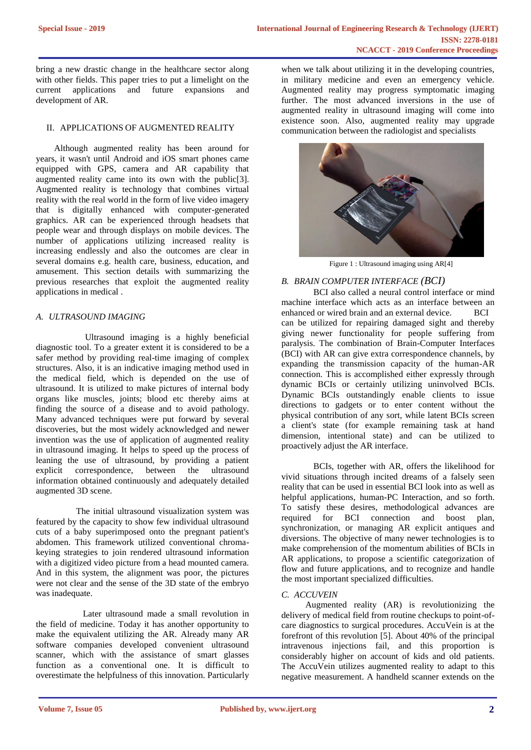bring a new drastic change in the healthcare sector along with other fields. This paper tries to put a limelight on the current applications and future expansions and development of AR.

## II. APPLICATIONS OF AUGMENTED REALITY

Although augmented reality has been around for years, it wasn't until Android and iOS smart phones came equipped with GPS, camera and AR capability that augmented reality came into its own with the public[3]. Augmented reality is technology that combines virtual reality with the real world in the form of live video imagery that is digitally enhanced with computer-generated graphics. AR can be experienced through headsets that people wear and through displays on mobile devices. The number of applications utilizing increased reality is increasing endlessly and also the outcomes are clear in several domains e.g. health care, business, education, and amusement. This section details with summarizing the previous researches that exploit the augmented reality applications in medical .

### *A. ULTRASOUND IMAGING*

Ultrasound imaging is a highly beneficial diagnostic tool. To a greater extent it is considered to be a safer method by providing real-time imaging of complex structures. Also, it is an indicative imaging method used in the medical field, which is depended on the use of ultrasound. It is utilized to make pictures of internal body organs like muscles, joints; blood etc thereby aims at finding the source of a disease and to avoid pathology. Many advanced techniques were put forward by several discoveries, but the most widely acknowledged and newer invention was the use of application of augmented reality in ultrasound imaging. It helps to speed up the process of leaning the use of ultrasound, by providing a patient explicit correspondence, between the ultrasound information obtained continuously and adequately detailed augmented 3D scene.

The initial ultrasound visualization system was featured by the capacity to show few individual ultrasound cuts of a baby superimposed onto the pregnant patient's abdomen. This framework utilized conventional chroma-keying strategies to join rendered ultrasound information with a digitized video picture from a head mounted camera. And in this system, the alignment was poor, the pictures were not clear and the sense of the 3D state of the embryo was inadequate.

Later ultrasound made a small revolution in the field of medicine. Today it has another opportunity to make the equivalent utilizing the AR. Already many AR software companies developed convenient ultrasound scanner, which with the assistance of smart glasses function as a conventional one. It is difficult to overestimate the helpfulness of this innovation. Particularly when we talk about utilizing it in the developing countries, in military medicine and even an emergency vehicle. Augmented reality may progress symptomatic imaging further. The most advanced inversions in the use of augmented reality in ultrasound imaging will come into existence soon. Also, augmented reality may upgrade communication between the radiologist and specialists

Figure 1 : Ultrasound imaging using AR[4]

### *B. BRAIN COMPUTER INTERFACE (BCI)*

BCI also called a neural control interface or mind machine interface which acts as an interface between an enhanced or wired brain and an external device. BCI can be utilized for repairing damaged sight and thereby giving newer functionality for people suffering from paralysis. The combination of Brain-Computer Interfaces (BCI) with AR can give extra correspondence channels, by expanding the transmission capacity of the human-AR connection. This is accomplished either expressly through dynamic BCIs or certainly utilizing uninvolved BCIs. Dynamic BCIs outstandingly enable clients to issue directions to gadgets or to enter content without the physical contribution of any sort, while latent BCIs screen a client's state (for example remaining task at hand dimension, intentional state) and can be utilized to proactively adjust the AR interface.

BCIs, together with AR, offers the likelihood for vivid situations through incited dreams of a falsely seen reality that can be used in essential BCI look into as well as helpful applications, human-PC Interaction, and so forth. To satisfy these desires, methodological advances are required for BCI connection and boost plan, synchronization, or managing AR explicit antiques and diversions. The objective of many newer technologies is to make comprehension of the momentum abilities of BCIs in AR applications, to propose a scientific categorization of flow and future applications, and to recognize and handle the most important specialized difficulties.

### *C. ACCUVEIN*

Augmented reality (AR) is revolutionizing the delivery of medical field from routine checkups to point-of-care diagnostics to surgical procedures. AccuVein is at the forefront of this revolution [5]. About 40% of the principal intravenous injections fail, and this proportion is considerably higher on account of kids and old patients. The AccuVein utilizes augmented reality to adapt to this negative measurement. A handheld scanner extends on the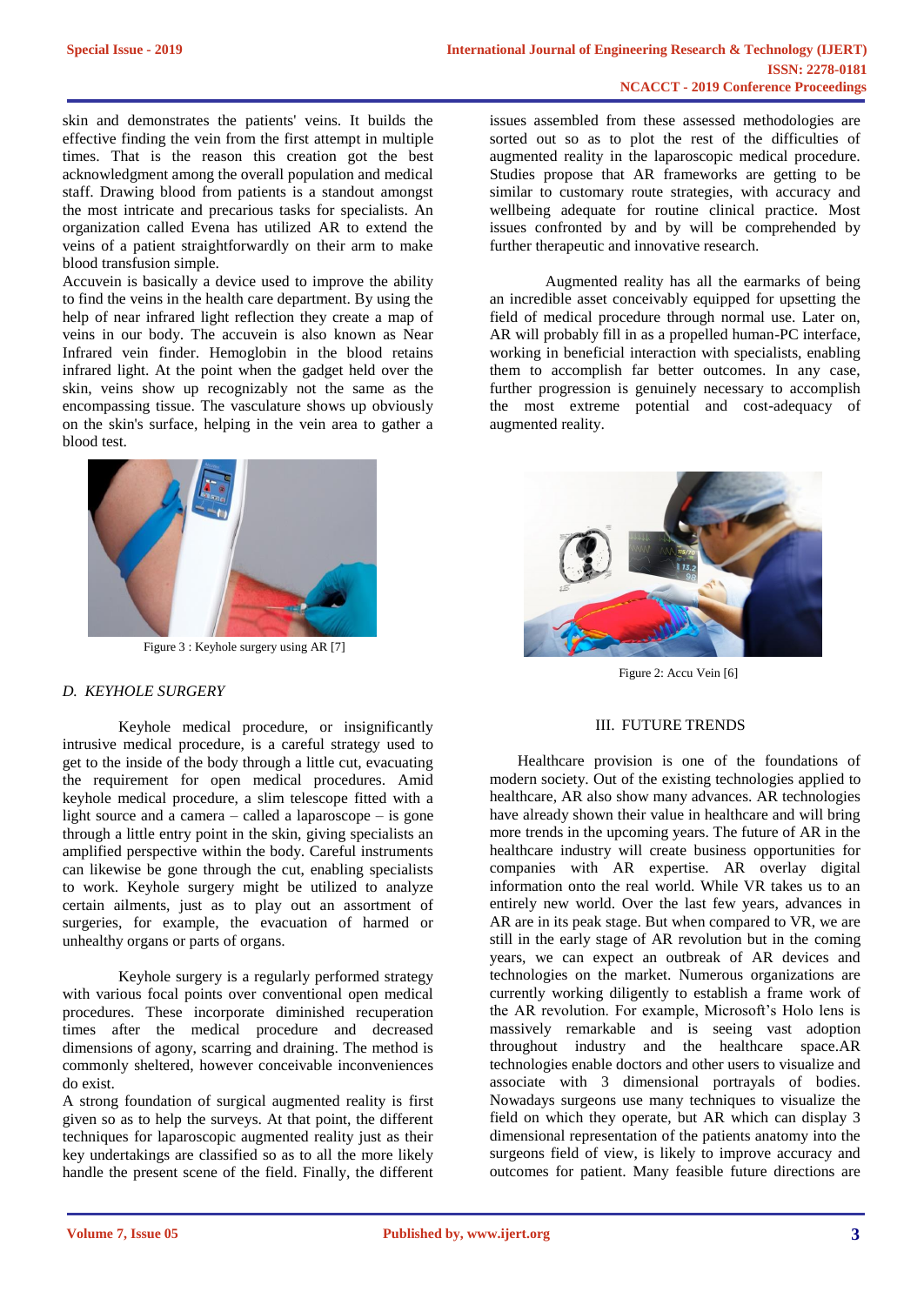skin and demonstrates the patients' veins. It builds the effective finding the vein from the first attempt in multiple times. That is the reason this creation got the best acknowledgment among the overall population and medical staff. Drawing blood from patients is a standout amongst the most intricate and precarious tasks for specialists. An organization called Evena has utilized AR to extend the veins of a patient straightforwardly on their arm to make blood transfusion simple.

Accuvein is basically a device used to improve the ability to find the veins in the health care department. By using the help of near infrared light reflection they create a map of veins in our body. The accuvein is also known as Near Infrared vein finder. Hemoglobin in the blood retains infrared light. At the point when the gadget held over the skin, veins show up recognizably not the same as the encompassing tissue. The vasculature shows up obviously on the skin's surface, helping in the vein area to gather a blood test.

Figure 3 : Keyhole surgery using AR [7]

### *D. KEYHOLE SURGERY*

Keyhole medical procedure, or insignificantly intrusive medical procedure, is a careful strategy used to get to the inside of the body through a little cut, evacuating the requirement for open medical procedures. Amid keyhole medical procedure, a slim telescope fitted with a light source and a camera – called a laparoscope – is gone through a little entry point in the skin, giving specialists an amplified perspective within the body. Careful instruments can likewise be gone through the cut, enabling specialists to work. Keyhole surgery might be utilized to analyze certain ailments, just as to play out an assortment of surgeries, for example, the evacuation of harmed or unhealthy organs or parts of organs.

Keyhole surgery is a regularly performed strategy with various focal points over conventional open medical procedures. These incorporate diminished recuperation times after the medical procedure and decreased dimensions of agony, scarring and draining. The method is commonly sheltered, however conceivable inconveniences do exist.

A strong foundation of surgical augmented reality is first given so as to help the surveys. At that point, the different techniques for laparoscopic augmented reality just as their key undertakings are classified so as to all the more likely handle the present scene of the field. Finally, the different issues assembled from these assessed methodologies are sorted out so as to plot the rest of the difficulties of augmented reality in the laparoscopic medical procedure. Studies propose that AR frameworks are getting to be similar to customary route strategies, with accuracy and wellbeing adequate for routine clinical practice. Most issues confronted by and by will be comprehended by further therapeutic and innovative research.

Augmented reality has all the earmarks of being an incredible asset conceivably equipped for upsetting the field of medical procedure through normal use. Later on, AR will probably fill in as a propelled human-PC interface, working in beneficial interaction with specialists, enabling them to accomplish far better outcomes. In any case, further progression is genuinely necessary to accomplish the most extreme potential and cost-adequacy of augmented reality.

Figure 2: Accu Vein [6]

## III. FUTURE TRENDS

Healthcare provision is one of the foundations of modern society. Out of the existing technologies applied to healthcare, AR also show many advances. AR technologies have already shown their value in healthcare and will bring more trends in the upcoming years. The future of AR in the healthcare industry will create business opportunities for companies with AR expertise. AR overlay digital information onto the real world. While VR takes us to an entirely new world. Over the last few years, advances in AR are in its peak stage. But when compared to VR, we are still in the early stage of AR revolution but in the coming years, we can expect an outbreak of AR devices and technologies on the market. Numerous organizations are currently working diligently to establish a frame work of the AR revolution. For example, Microsoft's Holo lens is massively remarkable and is seeing vast adoption throughout industry and the healthcare space.AR technologies enable doctors and other users to visualize and associate with 3 dimensional portrayals of bodies. Nowadays surgeons use many techniques to visualize the field on which they operate, but AR which can display 3 dimensional representation of the patients anatomy into the surgeons field of view, is likely to improve accuracy and outcomes for patient. Many feasible future directions are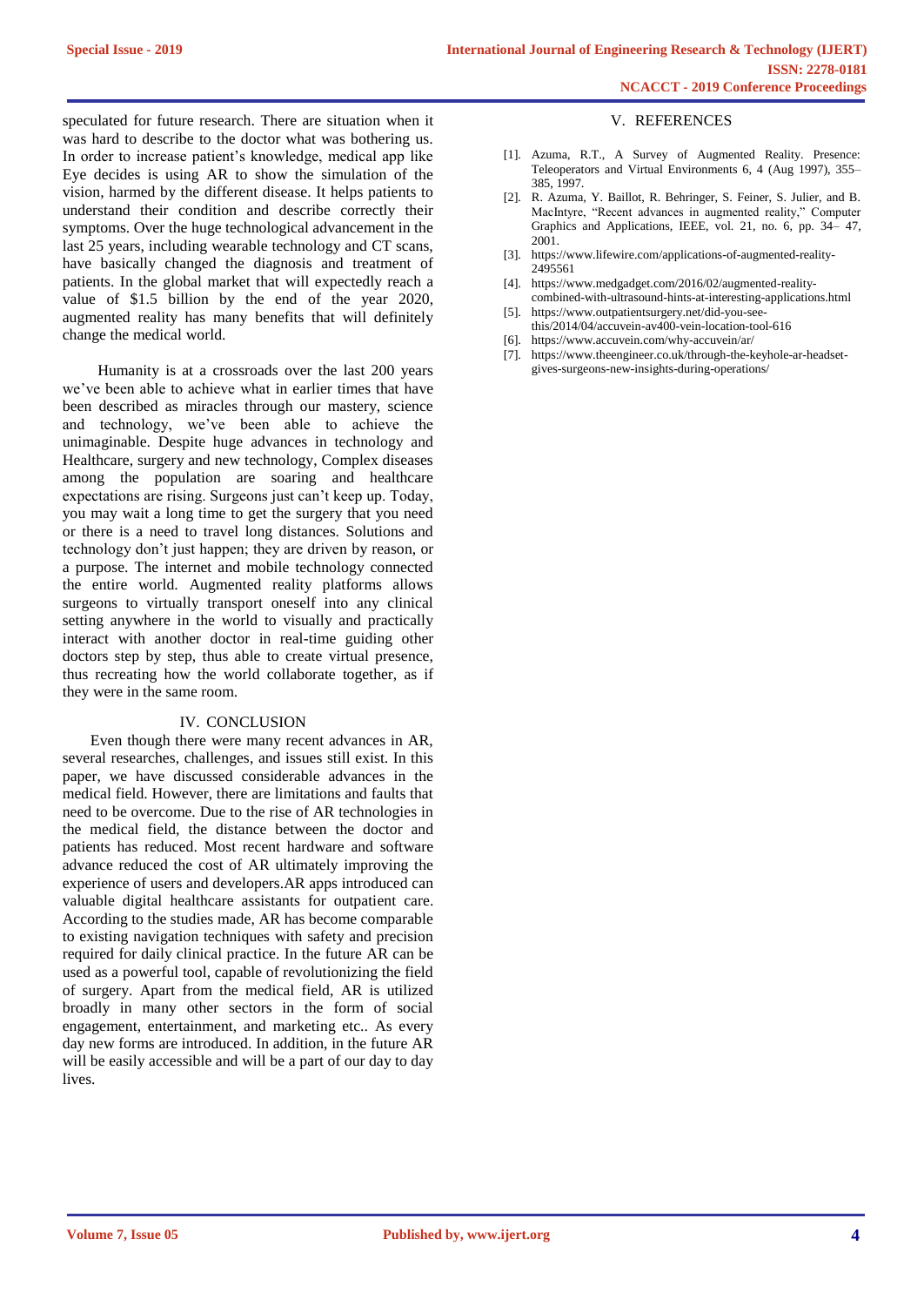speculated for future research. There are situation when it was hard to describe to the doctor what was bothering us. In order to increase patient's knowledge, medical app like Eye decides is using AR to show the simulation of the vision, harmed by the different disease. It helps patients to understand their condition and describe correctly their symptoms. Over the huge technological advancement in the last 25 years, including wearable technology and CT scans, have basically changed the diagnosis and treatment of patients. In the global market that will expectedly reach a value of $1.5 billion by the end of the year 2020, augmented reality has many benefits that will definitely change the medical world.

Humanity is at a crossroads over the last 200 years we've been able to achieve what in earlier times that have been described as miracles through our mastery, science and technology, we've been able to achieve the unimaginable. Despite huge advances in technology and Healthcare, surgery and new technology, Complex diseases among the population are soaring and healthcare expectations are rising. Surgeons just can't keep up. Today, you may wait a long time to get the surgery that you need or there is a need to travel long distances. Solutions and technology don't just happen; they are driven by reason, or a purpose. The internet and mobile technology connected the entire world. Augmented reality platforms allows surgeons to virtually transport oneself into any clinical setting anywhere in the world to visually and practically interact with another doctor in real-time guiding other doctors step by step, thus able to create virtual presence, thus recreating how the world collaborate together, as if they were in the same room.

## IV. CONCLUSION

Even though there were many recent advances in AR, several researches, challenges, and issues still exist. In this paper, we have discussed considerable advances in the medical field. However, there are limitations and faults that need to be overcome. Due to the rise of AR technologies in the medical field, the distance between the doctor and patients has reduced. Most recent hardware and software advance reduced the cost of AR ultimately improving the experience of users and developers.AR apps introduced can valuable digital healthcare assistants for outpatient care. According to the studies made, AR has become comparable to existing navigation techniques with safety and precision required for daily clinical practice. In the future AR can be used as a powerful tool, capable of revolutionizing the field of surgery. Apart from the medical field, AR is utilized broadly in many other sectors in the form of social engagement, entertainment, and marketing etc.. As every day new forms are introduced. In addition, in the future AR will be easily accessible and will be a part of our day to day lives.

## V. REFERENCES

[1]. Azuma, R.T., A Survey of Augmented Reality. Presence: Teleoperators and Virtual Environments 6, 4 (Aug 1997), 355–385, 1997.

[2]. R. Azuma, Y. Baillot, R. Behringer, S. Feiner, S. Julier, and B. MacIntyre, "Recent advances in augmented reality," Computer Graphics and Applications, IEEE, vol. 21, no. 6, pp. 34– 47, 2001.

[3]. https://www.lifewire.com/applications-of-augmented-reality-2495561

[4]. https://www.medgadget.com/2016/02/augmented-reality-combined-with-ultrasound-hints-at-interesting-applications.html

[5]. https://www.outpatientsurgery.net/did-you-see-this/2014/04/accuvein-av400-vein-location-tool-616

[6]. https://www.accuvein.com/why-accuvein/ar/

[7]. https://www.theengineer.co.uk/through-the-keyhole-ar-headset-gives-surgeons-new-insights-during-operations/